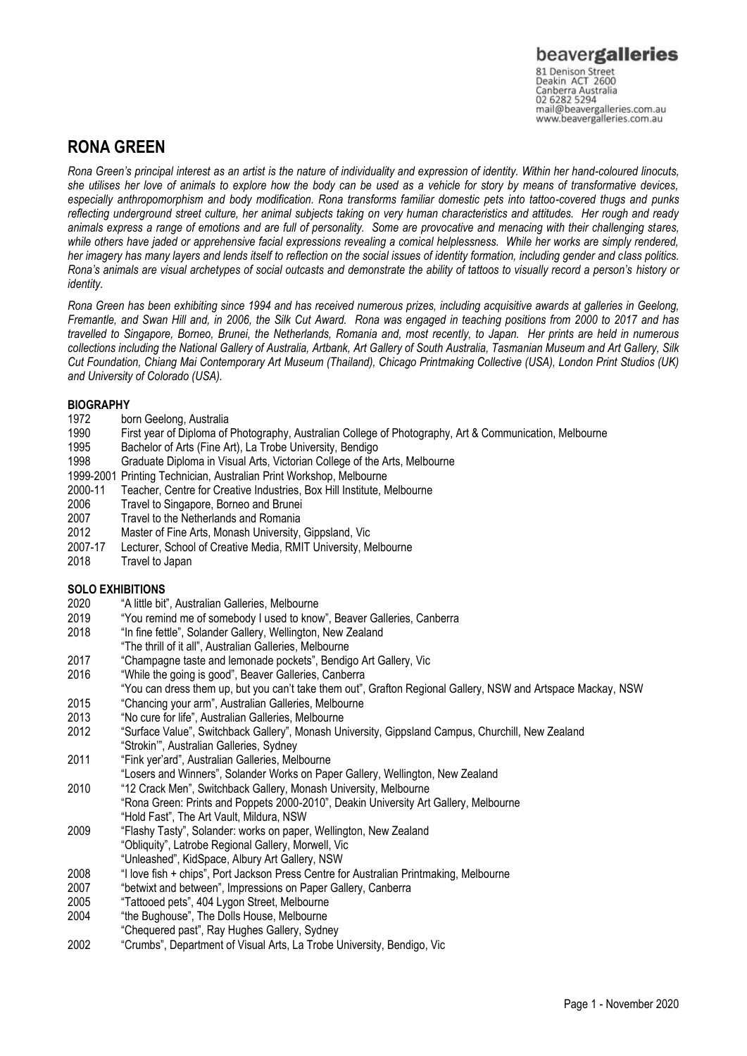beavergalleries
81 Denison Street
Deakin ACT 2600
Canberra Australia
02 6282 5294
mail@beavergalleries.com.au
www.beavergalleries.com.au

# RONA GREEN

*Rona Green's principal interest as an artist is the nature of individuality and expression of identity. Within her hand-coloured linocuts, she utilises her love of animals to explore how the body can be used as a vehicle for story by means of transformative devices, especially anthropomorphism and body modification. Rona transforms familiar domestic pets into tattoo-covered thugs and punks reflecting underground street culture, her animal subjects taking on very human characteristics and attitudes. Her rough and ready animals express a range of emotions and are full of personality. Some are provocative and menacing with their challenging stares, while others have jaded or apprehensive facial expressions revealing a comical helplessness. While her works are simply rendered, her imagery has many layers and lends itself to reflection on the social issues of identity formation, including gender and class politics. Rona's animals are visual archetypes of social outcasts and demonstrate the ability of tattoos to visually record a person's history or identity.*

*Rona Green has been exhibiting since 1994 and has received numerous prizes, including acquisitive awards at galleries in Geelong, Fremantle, and Swan Hill and, in 2006, the Silk Cut Award. Rona was engaged in teaching positions from 2000 to 2017 and has travelled to Singapore, Borneo, Brunei, the Netherlands, Romania and, most recently, to Japan. Her prints are held in numerous collections including the National Gallery of Australia, Artbank, Art Gallery of South Australia, Tasmanian Museum and Art Gallery, Silk Cut Foundation, Chiang Mai Contemporary Art Museum (Thailand), Chicago Printmaking Collective (USA), London Print Studios (UK) and University of Colorado (USA).*

## BIOGRAPHY

1972 born Geelong, Australia
1990 First year of Diploma of Photography, Australian College of Photography, Art & Communication, Melbourne
1995 Bachelor of Arts (Fine Art), La Trobe University, Bendigo
1998 Graduate Diploma in Visual Arts, Victorian College of the Arts, Melbourne
1999-2001 Printing Technician, Australian Print Workshop, Melbourne
2000-11 Teacher, Centre for Creative Industries, Box Hill Institute, Melbourne
2006 Travel to Singapore, Borneo and Brunei
2007 Travel to the Netherlands and Romania
2012 Master of Fine Arts, Monash University, Gippsland, Vic
2007-17 Lecturer, School of Creative Media, RMIT University, Melbourne
2018 Travel to Japan

## SOLO EXHIBITIONS

2020 "A little bit", Australian Galleries, Melbourne
2019 "You remind me of somebody I used to know", Beaver Galleries, Canberra
2018 "In fine fettle", Solander Gallery, Wellington, New Zealand
"The thrill of it all", Australian Galleries, Melbourne
2017 "Champagne taste and lemonade pockets", Bendigo Art Gallery, Vic
2016 "While the going is good", Beaver Galleries, Canberra
"You can dress them up, but you can't take them out", Grafton Regional Gallery, NSW and Artspace Mackay, NSW
2015 "Chancing your arm", Australian Galleries, Melbourne
2013 "No cure for life", Australian Galleries, Melbourne
2012 "Surface Value", Switchback Gallery", Monash University, Gippsland Campus, Churchill, New Zealand
"Strokin'", Australian Galleries, Sydney
2011 "Fink yer'ard", Australian Galleries, Melbourne
"Losers and Winners", Solander Works on Paper Gallery, Wellington, New Zealand
2010 "12 Crack Men", Switchback Gallery, Monash University, Melbourne
"Rona Green: Prints and Poppets 2000-2010", Deakin University Art Gallery, Melbourne
"Hold Fast", The Art Vault, Mildura, NSW
2009 "Flashy Tasty", Solander: works on paper, Wellington, New Zealand
"Obliquity", Latrobe Regional Gallery, Morwell, Vic
"Unleashed", KidSpace, Albury Art Gallery, NSW
2008 "I love fish + chips", Port Jackson Press Centre for Australian Printmaking, Melbourne
2007 "betwixt and between", Impressions on Paper Gallery, Canberra
2005 "Tattooed pets", 404 Lygon Street, Melbourne
2004 "the Bughouse", The Dolls House, Melbourne
"Chequered past", Ray Hughes Gallery, Sydney
2002 "Crumbs", Department of Visual Arts, La Trobe University, Bendigo, Vic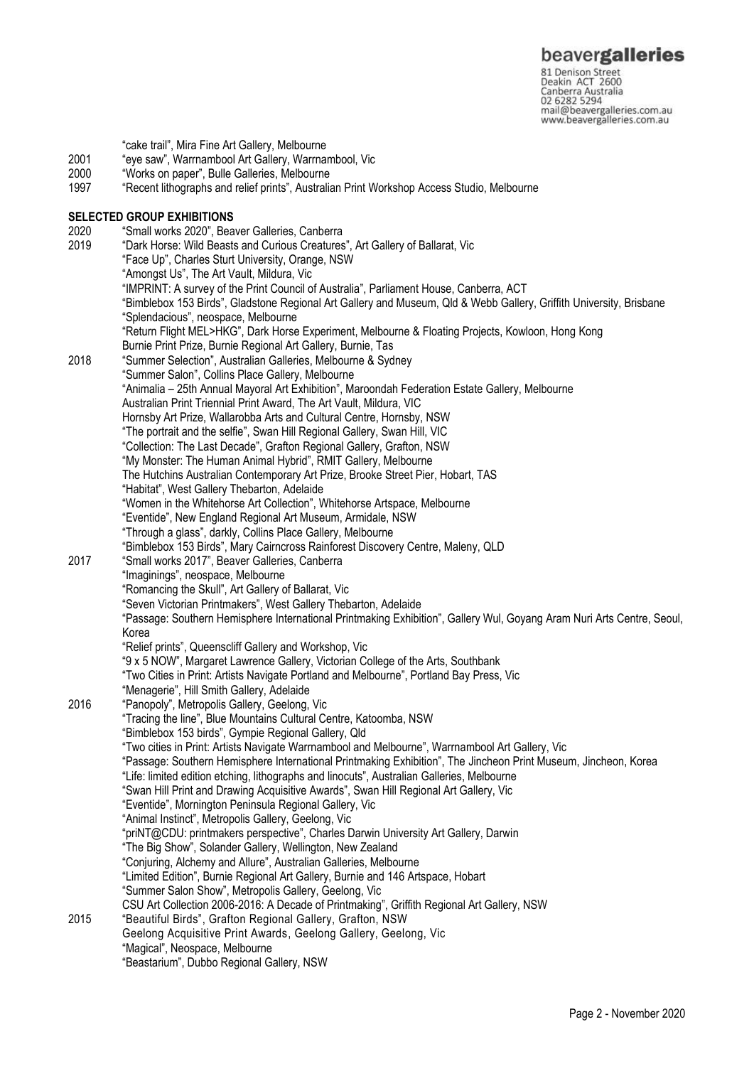"cake trail", Mira Fine Art Gallery, Melbourne

2001 "eye saw", Warrnambool Art Gallery, Warrnambool, Vic

2000 "Works on paper", Bulle Galleries, Melbourne

1997 "Recent lithographs and relief prints", Australian Print Workshop Access Studio, Melbourne

**SELECTED GROUP EXHIBITIONS**

2020 "Small works 2020", Beaver Galleries, Canberra

2019 "Dark Horse: Wild Beasts and Curious Creatures", Art Gallery of Ballarat, Vic
"Face Up", Charles Sturt University, Orange, NSW
"Amongst Us", The Art Vault, Mildura, Vic
"IMPRINT: A survey of the Print Council of Australia", Parliament House, Canberra, ACT
"Bimblebox 153 Birds", Gladstone Regional Art Gallery and Museum, Qld & Webb Gallery, Griffith University, Brisbane
"Splendacious", neospace, Melbourne
"Return Flight MEL>HKG", Dark Horse Experiment, Melbourne & Floating Projects, Kowloon, Hong Kong
Burnie Print Prize, Burnie Regional Art Gallery, Burnie, Tas

2018 "Summer Selection", Australian Galleries, Melbourne & Sydney
"Summer Salon", Collins Place Gallery, Melbourne
"Animalia – 25th Annual Mayoral Art Exhibition", Maroondah Federation Estate Gallery, Melbourne
Australian Print Triennial Print Award, The Art Vault, Mildura, VIC
Hornsby Art Prize, Wallarobba Arts and Cultural Centre, Hornsby, NSW
"The portrait and the selfie", Swan Hill Regional Gallery, Swan Hill, VIC
"Collection: The Last Decade", Grafton Regional Gallery, Grafton, NSW
"My Monster: The Human Animal Hybrid", RMIT Gallery, Melbourne
The Hutchins Australian Contemporary Art Prize, Brooke Street Pier, Hobart, TAS
"Habitat", West Gallery Thebarton, Adelaide
"Women in the Whitehorse Art Collection", Whitehorse Artspace, Melbourne
"Eventide", New England Regional Art Museum, Armidale, NSW
"Through a glass", darkly, Collins Place Gallery, Melbourne
"Bimblebox 153 Birds", Mary Cairncross Rainforest Discovery Centre, Maleny, QLD

2017 "Small works 2017", Beaver Galleries, Canberra
"Imaginings", neospace, Melbourne
"Romancing the Skull", Art Gallery of Ballarat, Vic
"Seven Victorian Printmakers", West Gallery Thebarton, Adelaide
"Passage: Southern Hemisphere International Printmaking Exhibition", Gallery Wul, Goyang Aram Nuri Arts Centre, Seoul, Korea
"Relief prints", Queenscliff Gallery and Workshop, Vic
"9 x 5 NOW", Margaret Lawrence Gallery, Victorian College of the Arts, Southbank
"Two Cities in Print: Artists Navigate Portland and Melbourne", Portland Bay Press, Vic
"Menagerie", Hill Smith Gallery, Adelaide

2016 "Panopoly", Metropolis Gallery, Geelong, Vic
"Tracing the line", Blue Mountains Cultural Centre, Katoomba, NSW
"Bimblebox 153 birds", Gympie Regional Gallery, Qld
"Two cities in Print: Artists Navigate Warrnambool and Melbourne", Warrnambool Art Gallery, Vic
"Passage: Southern Hemisphere International Printmaking Exhibition", The Jincheon Print Museum, Jincheon, Korea
"Life: limited edition etching, lithographs and linocuts", Australian Galleries, Melbourne
"Swan Hill Print and Drawing Acquisitive Awards", Swan Hill Regional Art Gallery, Vic
"Eventide", Mornington Peninsula Regional Gallery, Vic
"Animal Instinct", Metropolis Gallery, Geelong, Vic
"priNT@CDU: printmakers perspective", Charles Darwin University Art Gallery, Darwin
"The Big Show", Solander Gallery, Wellington, New Zealand
"Conjuring, Alchemy and Allure", Australian Galleries, Melbourne
"Limited Edition", Burnie Regional Art Gallery, Burnie and 146 Artspace, Hobart
"Summer Salon Show", Metropolis Gallery, Geelong, Vic
CSU Art Collection 2006-2016: A Decade of Printmaking", Griffith Regional Art Gallery, NSW

2015 "Beautiful Birds", Grafton Regional Gallery, Grafton, NSW
Geelong Acquisitive Print Awards, Geelong Gallery, Geelong, Vic
"Magical", Neospace, Melbourne
"Beastarium", Dubbo Regional Gallery, NSW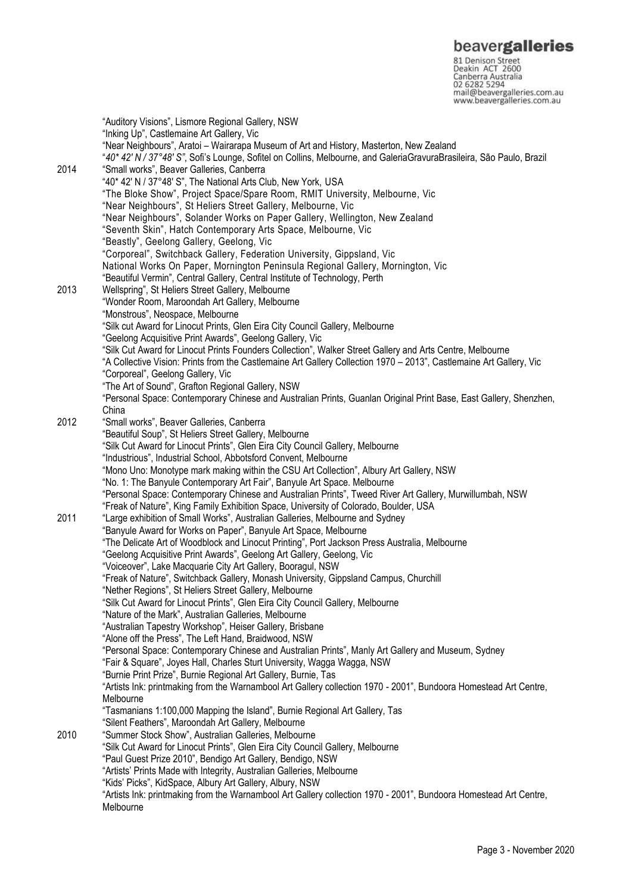"Auditory Visions", Lismore Regional Gallery, NSW
"Inking Up", Castlemaine Art Gallery, Vic
"Near Neighbours", Aratoi – Wairarapa Museum of Art and History, Masterton, New Zealand
"*40* 42' N / 37°48' S*", Sofi's Lounge, Sofitel on Collins, Melbourne, and GaleriaGravuraBrasileira, São Paulo, Brazil

2014
"Small works", Beaver Galleries, Canberra
"40* 42' N / 37°48' S", The National Arts Club, New York, USA
"The Bloke Show", Project Space/Spare Room, RMIT University, Melbourne, Vic
"Near Neighbours", St Heliers Street Gallery, Melbourne, Vic
"Near Neighbours", Solander Works on Paper Gallery, Wellington, New Zealand
"Seventh Skin", Hatch Contemporary Arts Space, Melbourne, Vic
"Beastly", Geelong Gallery, Geelong, Vic
"Corporeal", Switchback Gallery, Federation University, Gippsland, Vic
National Works On Paper, Mornington Peninsula Regional Gallery, Mornington, Vic
"Beautiful Vermin", Central Gallery, Central Institute of Technology, Perth

2013
Wellspring", St Heliers Street Gallery, Melbourne
"Wonder Room, Maroondah Art Gallery, Melbourne
"Monstrous", Neospace, Melbourne
"Silk cut Award for Linocut Prints, Glen Eira City Council Gallery, Melbourne
"Geelong Acquisitive Print Awards", Geelong Gallery, Vic
"Silk Cut Award for Linocut Prints Founders Collection", Walker Street Gallery and Arts Centre, Melbourne
"A Collective Vision: Prints from the Castlemaine Art Gallery Collection 1970 – 2013", Castlemaine Art Gallery, Vic
"Corporeal", Geelong Gallery, Vic
"The Art of Sound", Grafton Regional Gallery, NSW
"Personal Space: Contemporary Chinese and Australian Prints, Guanlan Original Print Base, East Gallery, Shenzhen, China

2012
"Small works", Beaver Galleries, Canberra
"Beautiful Soup", St Heliers Street Gallery, Melbourne
"Silk Cut Award for Linocut Prints", Glen Eira City Council Gallery, Melbourne
"Industrious", Industrial School, Abbotsford Convent, Melbourne
"Mono Uno: Monotype mark making within the CSU Art Collection", Albury Art Gallery, NSW
"No. 1: The Banyule Contemporary Art Fair", Banyule Art Space. Melbourne
"Personal Space: Contemporary Chinese and Australian Prints", Tweed River Art Gallery, Murwillumbah, NSW
"Freak of Nature", King Family Exhibition Space, University of Colorado, Boulder, USA

2011
"Large exhibition of Small Works", Australian Galleries, Melbourne and Sydney
"Banyule Award for Works on Paper", Banyule Art Space, Melbourne
"The Delicate Art of Woodblock and Linocut Printing", Port Jackson Press Australia, Melbourne
"Geelong Acquisitive Print Awards", Geelong Art Gallery, Geelong, Vic
"Voiceover", Lake Macquarie City Art Gallery, Booragul, NSW
"Freak of Nature", Switchback Gallery, Monash University, Gippsland Campus, Churchill
"Nether Regions", St Heliers Street Gallery, Melbourne
"Silk Cut Award for Linocut Prints", Glen Eira City Council Gallery, Melbourne
"Nature of the Mark", Australian Galleries, Melbourne
"Australian Tapestry Workshop", Heiser Gallery, Brisbane
"Alone off the Press", The Left Hand, Braidwood, NSW
"Personal Space: Contemporary Chinese and Australian Prints", Manly Art Gallery and Museum, Sydney
"Fair & Square", Joyes Hall, Charles Sturt University, Wagga Wagga, NSW
"Burnie Print Prize", Burnie Regional Art Gallery, Burnie, Tas
"Artists Ink: printmaking from the Warnambool Art Gallery collection 1970 - 2001", Bundoora Homestead Art Centre, Melbourne
"Tasmanians 1:100,000 Mapping the Island", Burnie Regional Art Gallery, Tas
"Silent Feathers", Maroondah Art Gallery, Melbourne

2010
"Summer Stock Show", Australian Galleries, Melbourne
"Silk Cut Award for Linocut Prints", Glen Eira City Council Gallery, Melbourne
"Paul Guest Prize 2010", Bendigo Art Gallery, Bendigo, NSW
"Artists' Prints Made with Integrity, Australian Galleries, Melbourne
"Kids' Picks", KidSpace, Albury Art Gallery, Albury, NSW
"Artists Ink: printmaking from the Warnambool Art Gallery collection 1970 - 2001", Bundoora Homestead Art Centre, Melbourne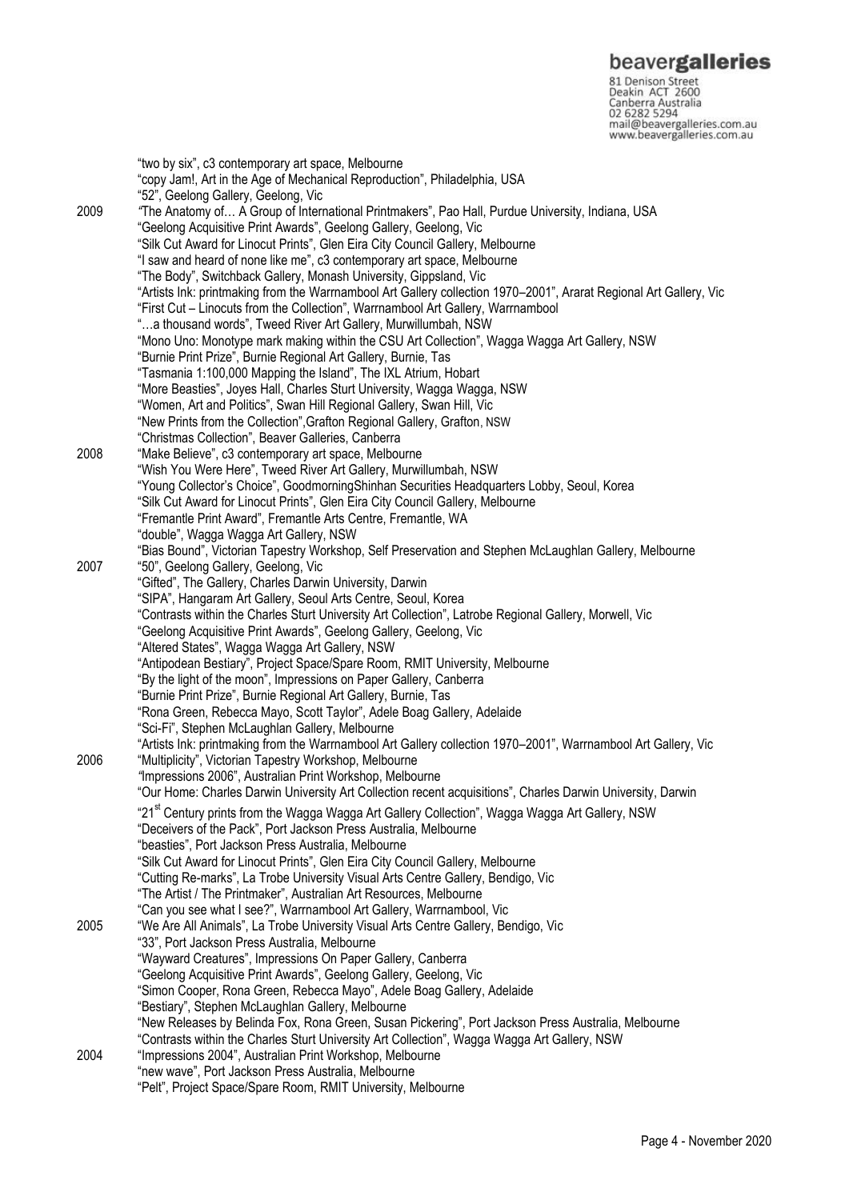"two by six", c3 contemporary art space, Melbourne
"copy Jam!, Art in the Age of Mechanical Reproduction", Philadelphia, USA
"52", Geelong Gallery, Geelong, Vic

**2009**
"The Anatomy of… A Group of International Printmakers", Pao Hall, Purdue University, Indiana, USA
"Geelong Acquisitive Print Awards", Geelong Gallery, Geelong, Vic
"Silk Cut Award for Linocut Prints", Glen Eira City Council Gallery, Melbourne
"I saw and heard of none like me", c3 contemporary art space, Melbourne
"The Body", Switchback Gallery, Monash University, Gippsland, Vic
"Artists Ink: printmaking from the Warrnambool Art Gallery collection 1970–2001", Ararat Regional Art Gallery, Vic
"First Cut – Linocuts from the Collection", Warrnambool Art Gallery, Warrnambool
"…a thousand words", Tweed River Art Gallery, Murwillumbah, NSW
"Mono Uno: Monotype mark making within the CSU Art Collection", Wagga Wagga Art Gallery, NSW
"Burnie Print Prize", Burnie Regional Art Gallery, Burnie, Tas
"Tasmania 1:100,000 Mapping the Island", The IXL Atrium, Hobart
"More Beasties", Joyes Hall, Charles Sturt University, Wagga Wagga, NSW
"Women, Art and Politics", Swan Hill Regional Gallery, Swan Hill, Vic
"New Prints from the Collection",Grafton Regional Gallery, Grafton, NSW
"Christmas Collection", Beaver Galleries, Canberra

**2008**
"Make Believe", c3 contemporary art space, Melbourne
"Wish You Were Here", Tweed River Art Gallery, Murwillumbah, NSW
"Young Collector's Choice", GoodmorningShinhan Securities Headquarters Lobby, Seoul, Korea
"Silk Cut Award for Linocut Prints", Glen Eira City Council Gallery, Melbourne
"Fremantle Print Award", Fremantle Arts Centre, Fremantle, WA
"double", Wagga Wagga Art Gallery, NSW
"Bias Bound", Victorian Tapestry Workshop, Self Preservation and Stephen McLaughlan Gallery, Melbourne

**2007**
"50", Geelong Gallery, Geelong, Vic
"Gifted", The Gallery, Charles Darwin University, Darwin
"SIPA", Hangaram Art Gallery, Seoul Arts Centre, Seoul, Korea
"Contrasts within the Charles Sturt University Art Collection", Latrobe Regional Gallery, Morwell, Vic
"Geelong Acquisitive Print Awards", Geelong Gallery, Geelong, Vic
"Altered States", Wagga Wagga Art Gallery, NSW
"Antipodean Bestiary", Project Space/Spare Room, RMIT University, Melbourne
"By the light of the moon", Impressions on Paper Gallery, Canberra
"Burnie Print Prize", Burnie Regional Art Gallery, Burnie, Tas
"Rona Green, Rebecca Mayo, Scott Taylor", Adele Boag Gallery, Adelaide
"Sci-Fi", Stephen McLaughlan Gallery, Melbourne
"Artists Ink: printmaking from the Warrnambool Art Gallery collection 1970–2001", Warrnambool Art Gallery, Vic

**2006**
"Multiplicity", Victorian Tapestry Workshop, Melbourne
"Impressions 2006", Australian Print Workshop, Melbourne
"Our Home: Charles Darwin University Art Collection recent acquisitions", Charles Darwin University, Darwin
"21st Century prints from the Wagga Wagga Art Gallery Collection", Wagga Wagga Art Gallery, NSW
"Deceivers of the Pack", Port Jackson Press Australia, Melbourne
"beasties", Port Jackson Press Australia, Melbourne
"Silk Cut Award for Linocut Prints", Glen Eira City Council Gallery, Melbourne
"Cutting Re-marks", La Trobe University Visual Arts Centre Gallery, Bendigo, Vic
"The Artist / The Printmaker", Australian Art Resources, Melbourne
"Can you see what I see?", Warrnambool Art Gallery, Warrnambool, Vic

**2005**
"We Are All Animals", La Trobe University Visual Arts Centre Gallery, Bendigo, Vic
"33", Port Jackson Press Australia, Melbourne
"Wayward Creatures", Impressions On Paper Gallery, Canberra
"Geelong Acquisitive Print Awards", Geelong Gallery, Geelong, Vic
"Simon Cooper, Rona Green, Rebecca Mayo", Adele Boag Gallery, Adelaide
"Bestiary", Stephen McLaughlan Gallery, Melbourne
"New Releases by Belinda Fox, Rona Green, Susan Pickering", Port Jackson Press Australia, Melbourne
"Contrasts within the Charles Sturt University Art Collection", Wagga Wagga Art Gallery, NSW

**2004**
"Impressions 2004", Australian Print Workshop, Melbourne
"new wave", Port Jackson Press Australia, Melbourne
"Pelt", Project Space/Spare Room, RMIT University, Melbourne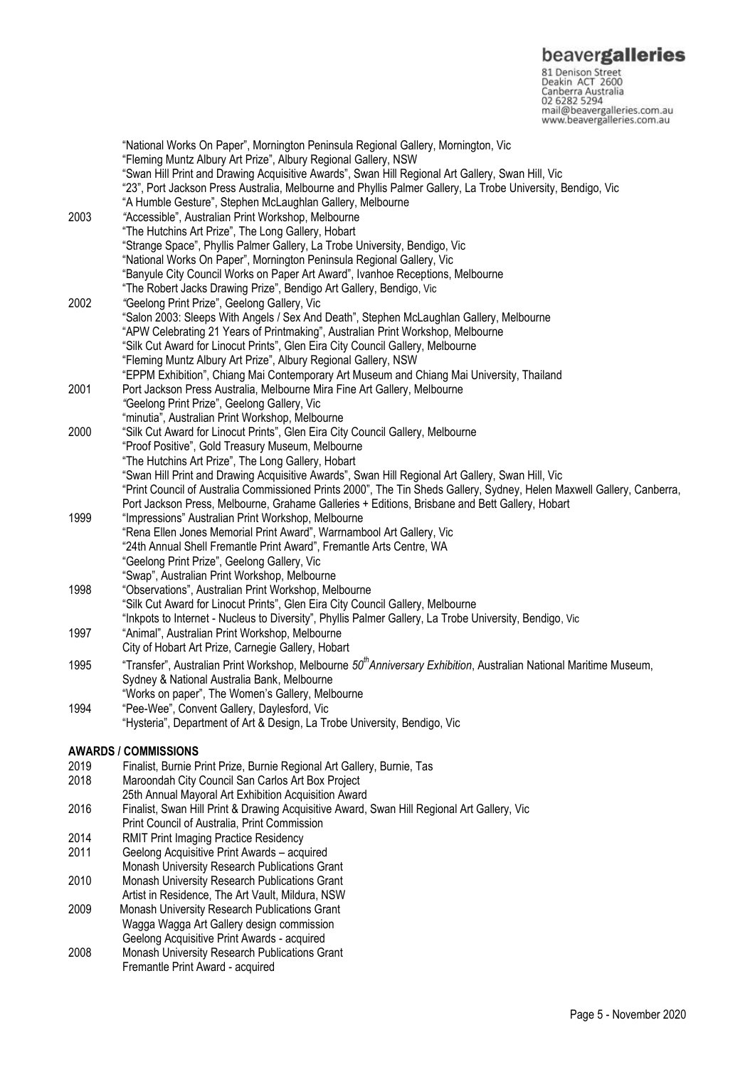"National Works On Paper", Mornington Peninsula Regional Gallery, Mornington, Vic
"Fleming Muntz Albury Art Prize", Albury Regional Gallery, NSW
"Swan Hill Print and Drawing Acquisitive Awards", Swan Hill Regional Art Gallery, Swan Hill, Vic
"23", Port Jackson Press Australia, Melbourne and Phyllis Palmer Gallery, La Trobe University, Bendigo, Vic
"A Humble Gesture", Stephen McLaughlan Gallery, Melbourne

2003 "Accessible", Australian Print Workshop, Melbourne
"The Hutchins Art Prize", The Long Gallery, Hobart
"Strange Space", Phyllis Palmer Gallery, La Trobe University, Bendigo, Vic
"National Works On Paper", Mornington Peninsula Regional Gallery, Vic
"Banyule City Council Works on Paper Art Award", Ivanhoe Receptions, Melbourne
"The Robert Jacks Drawing Prize", Bendigo Art Gallery, Bendigo, Vic

2002 "Geelong Print Prize", Geelong Gallery, Vic
"Salon 2003: Sleeps With Angels / Sex And Death", Stephen McLaughlan Gallery, Melbourne
"APW Celebrating 21 Years of Printmaking", Australian Print Workshop, Melbourne
"Silk Cut Award for Linocut Prints", Glen Eira City Council Gallery, Melbourne
"Fleming Muntz Albury Art Prize", Albury Regional Gallery, NSW
"EPPM Exhibition", Chiang Mai Contemporary Art Museum and Chiang Mai University, Thailand

2001 Port Jackson Press Australia, Melbourne Mira Fine Art Gallery, Melbourne
"Geelong Print Prize", Geelong Gallery, Vic
"minutia", Australian Print Workshop, Melbourne

2000 "Silk Cut Award for Linocut Prints", Glen Eira City Council Gallery, Melbourne
"Proof Positive", Gold Treasury Museum, Melbourne
"The Hutchins Art Prize", The Long Gallery, Hobart
"Swan Hill Print and Drawing Acquisitive Awards", Swan Hill Regional Art Gallery, Swan Hill, Vic
"Print Council of Australia Commissioned Prints 2000", The Tin Sheds Gallery, Sydney, Helen Maxwell Gallery, Canberra, Port Jackson Press, Melbourne, Grahame Galleries + Editions, Brisbane and Bett Gallery, Hobart

1999 "Impressions" Australian Print Workshop, Melbourne
"Rena Ellen Jones Memorial Print Award", Warrnambool Art Gallery, Vic
"24th Annual Shell Fremantle Print Award", Fremantle Arts Centre, WA
"Geelong Print Prize", Geelong Gallery, Vic
"Swap", Australian Print Workshop, Melbourne

1998 "Observations", Australian Print Workshop, Melbourne
"Silk Cut Award for Linocut Prints", Glen Eira City Council Gallery, Melbourne
"Inkpots to Internet - Nucleus to Diversity", Phyllis Palmer Gallery, La Trobe University, Bendigo, Vic

1997 "Animal", Australian Print Workshop, Melbourne
City of Hobart Art Prize, Carnegie Gallery, Hobart

1995 "Transfer", Australian Print Workshop, Melbourne *50th Anniversary Exhibition*, Australian National Maritime Museum, Sydney & National Australia Bank, Melbourne
"Works on paper", The Women's Gallery, Melbourne

1994 "Pee-Wee", Convent Gallery, Daylesford, Vic
"Hysteria", Department of Art & Design, La Trobe University, Bendigo, Vic

**AWARDS / COMMISSIONS**

2019 Finalist, Burnie Print Prize, Burnie Regional Art Gallery, Burnie, Tas

2018 Maroondah City Council San Carlos Art Box Project
25th Annual Mayoral Art Exhibition Acquisition Award

2016 Finalist, Swan Hill Print & Drawing Acquisitive Award, Swan Hill Regional Art Gallery, Vic
Print Council of Australia, Print Commission

2014 RMIT Print Imaging Practice Residency

2011 Geelong Acquisitive Print Awards – acquired
Monash University Research Publications Grant

2010 Monash University Research Publications Grant
Artist in Residence, The Art Vault, Mildura, NSW

2009 Monash University Research Publications Grant
Wagga Wagga Art Gallery design commission
Geelong Acquisitive Print Awards - acquired

2008 Monash University Research Publications Grant
Fremantle Print Award - acquired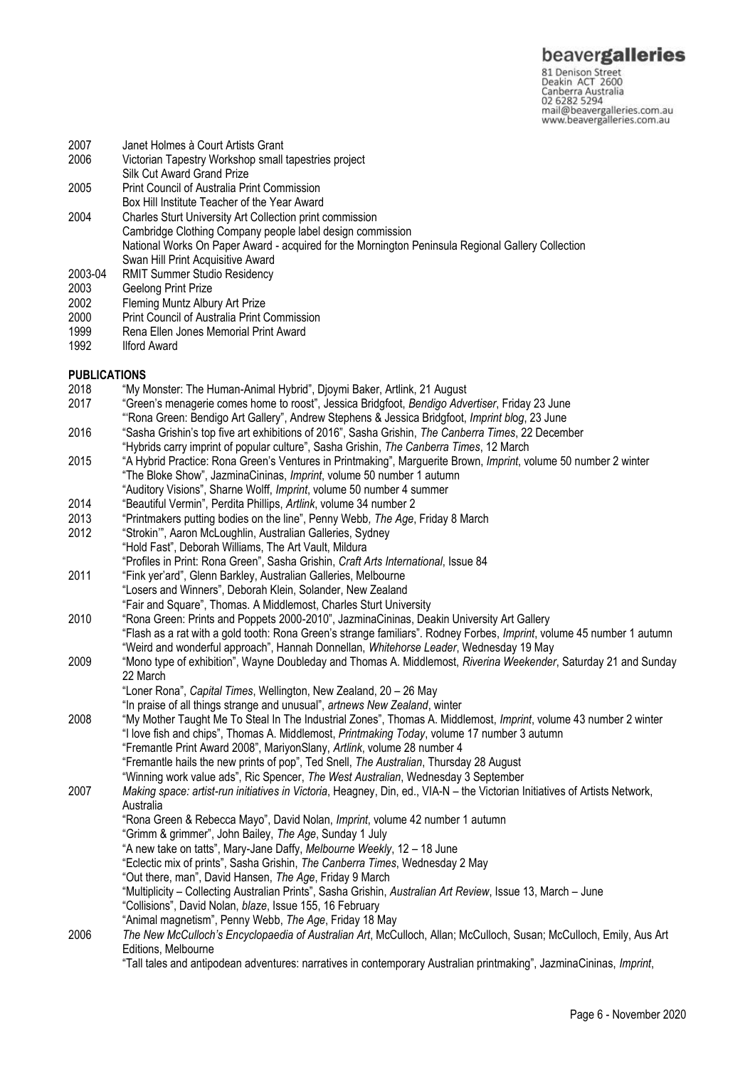2007 Janet Holmes à Court Artists Grant
2006 Victorian Tapestry Workshop small tapestries project
Silk Cut Award Grand Prize
2005 Print Council of Australia Print Commission
Box Hill Institute Teacher of the Year Award
2004 Charles Sturt University Art Collection print commission
Cambridge Clothing Company people label design commission
National Works On Paper Award - acquired for the Mornington Peninsula Regional Gallery Collection
Swan Hill Print Acquisitive Award
2003-04 RMIT Summer Studio Residency
2003 Geelong Print Prize
2002 Fleming Muntz Albury Art Prize
2000 Print Council of Australia Print Commission
1999 Rena Ellen Jones Memorial Print Award
1992 Ilford Award

**PUBLICATIONS**

2018 "My Monster: The Human-Animal Hybrid", Djoymi Baker, Artlink, 21 August
2017 "Green's menagerie comes home to roost", Jessica Bridgfoot, *Bendigo Advertiser*, Friday 23 June
"'Rona Green: Bendigo Art Gallery", Andrew Stephens & Jessica Bridgfoot, *Imprint blog*, 23 June
2016 "Sasha Grishin's top five art exhibitions of 2016", Sasha Grishin, *The Canberra Times*, 22 December
"Hybrids carry imprint of popular culture", Sasha Grishin, *The Canberra Times*, 12 March
2015 "A Hybrid Practice: Rona Green's Ventures in Printmaking", Marguerite Brown, *Imprint*, volume 50 number 2 winter
"The Bloke Show", JazminaCininas, *Imprint*, volume 50 number 1 autumn
"Auditory Visions", Sharne Wolff, *Imprint*, volume 50 number 4 summer
2014 "Beautiful Vermin", Perdita Phillips, *Artlink*, volume 34 number 2
2013 "Printmakers putting bodies on the line", Penny Webb, *The Age*, Friday 8 March
2012 "Strokin'", Aaron McLoughlin, Australian Galleries, Sydney
"Hold Fast", Deborah Williams, The Art Vault, Mildura
"Profiles in Print: Rona Green", Sasha Grishin, *Craft Arts International*, Issue 84
2011 "Fink yer'ard", Glenn Barkley, Australian Galleries, Melbourne
"Losers and Winners", Deborah Klein, Solander, New Zealand
"Fair and Square", Thomas. A Middlemost, Charles Sturt University
2010 "Rona Green: Prints and Poppets 2000-2010", JazminaCininas, Deakin University Art Gallery
"Flash as a rat with a gold tooth: Rona Green's strange familiars". Rodney Forbes, *Imprint*, volume 45 number 1 autumn
"Weird and wonderful approach", Hannah Donnellan, *Whitehorse Leader*, Wednesday 19 May
2009 "Mono type of exhibition", Wayne Doubleday and Thomas A. Middlemost, *Riverina Weekender*, Saturday 21 and Sunday 22 March
"Loner Rona", *Capital Times*, Wellington, New Zealand, 20 – 26 May
"In praise of all things strange and unusual", *artnews New Zealand*, winter
2008 "My Mother Taught Me To Steal In The Industrial Zones", Thomas A. Middlemost, *Imprint*, volume 43 number 2 winter
"I love fish and chips", Thomas A. Middlemost, *Printmaking Today*, volume 17 number 3 autumn
"Fremantle Print Award 2008", MariyonSlany, *Artlink*, volume 28 number 4
"Fremantle hails the new prints of pop", Ted Snell, *The Australian*, Thursday 28 August
"Winning work value ads", Ric Spencer, *The West Australian*, Wednesday 3 September
2007 *Making space: artist-run initiatives in Victoria*, Heagney, Din, ed., VIA-N – the Victorian Initiatives of Artists Network, Australia
"Rona Green & Rebecca Mayo", David Nolan, *Imprint*, volume 42 number 1 autumn
"Grimm & grimmer", John Bailey, *The Age*, Sunday 1 July
"A new take on tatts", Mary-Jane Daffy, *Melbourne Weekly*, 12 – 18 June
"Eclectic mix of prints", Sasha Grishin, *The Canberra Times*, Wednesday 2 May
"Out there, man", David Hansen, *The Age*, Friday 9 March
"Multiplicity – Collecting Australian Prints", Sasha Grishin, *Australian Art Review*, Issue 13, March – June
"Collisions", David Nolan, *blaze*, Issue 155, 16 February
"Animal magnetism", Penny Webb, *The Age*, Friday 18 May
2006 *The New McCulloch's Encyclopaedia of Australian Art*, McCulloch, Allan; McCulloch, Susan; McCulloch, Emily, Aus Art Editions, Melbourne
"Tall tales and antipodean adventures: narratives in contemporary Australian printmaking", JazminaCininas, *Imprint*,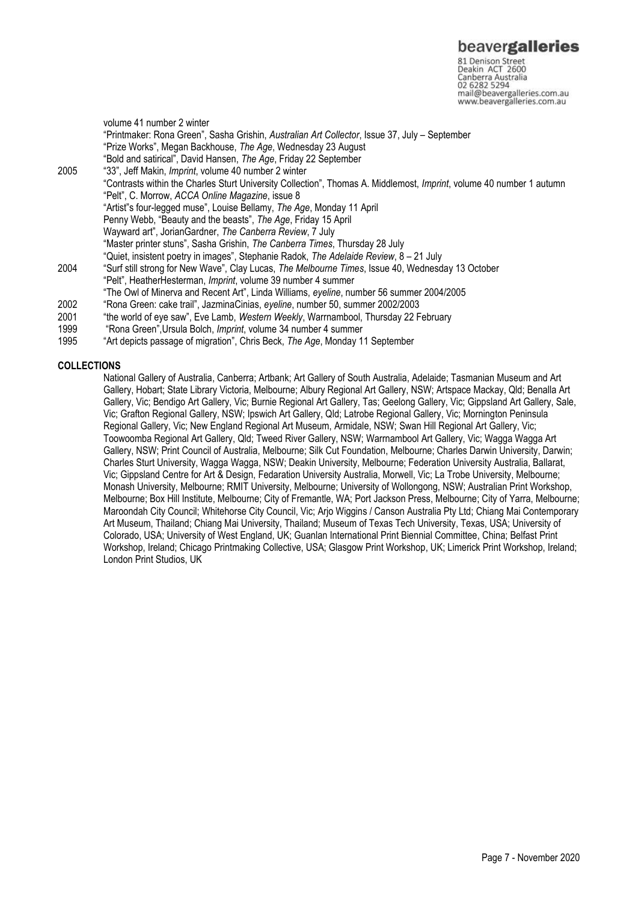volume 41 number 2 winter

"Printmaker: Rona Green", Sasha Grishin, *Australian Art Collector*, Issue 37, July – September

"Prize Works", Megan Backhouse, *The Age*, Wednesday 23 August

"Bold and satirical", David Hansen, *The Age*, Friday 22 September

2005 "33", Jeff Makin, *Imprint*, volume 40 number 2 winter

"Contrasts within the Charles Sturt University Collection", Thomas A. Middlemost, *Imprint*, volume 40 number 1 autumn

"Pelt", C. Morrow, *ACCA Online Magazine*, issue 8

"Artist"s four-legged muse", Louise Bellamy, *The Age*, Monday 11 April

Penny Webb, "Beauty and the beasts", *The Age*, Friday 15 April

Wayward art", JorianGardner, *The Canberra Review*, 7 July

"Master printer stuns", Sasha Grishin, *The Canberra Times*, Thursday 28 July

"Quiet, insistent poetry in images", Stephanie Radok, *The Adelaide Review*, 8 – 21 July

2004 "Surf still strong for New Wave", Clay Lucas, *The Melbourne Times*, Issue 40, Wednesday 13 October

"Pelt", HeatherHesterman, *Imprint*, volume 39 number 4 summer

"The Owl of Minerva and Recent Art", Linda Williams, *eyeline*, number 56 summer 2004/2005

2002 "Rona Green: cake trail", JazminaCinias, *eyeline*, number 50, summer 2002/2003

2001 "the world of eye saw", Eve Lamb, *Western Weekly*, Warrnambool, Thursday 22 February

1999 "Rona Green",Ursula Bolch, *Imprint*, volume 34 number 4 summer

1995 "Art depicts passage of migration", Chris Beck, *The Age*, Monday 11 September

**COLLECTIONS**

National Gallery of Australia, Canberra; Artbank; Art Gallery of South Australia, Adelaide; Tasmanian Museum and Art Gallery, Hobart; State Library Victoria, Melbourne; Albury Regional Art Gallery, NSW; Artspace Mackay, Qld; Benalla Art Gallery, Vic; Bendigo Art Gallery, Vic; Burnie Regional Art Gallery, Tas; Geelong Gallery, Vic; Gippsland Art Gallery, Sale, Vic; Grafton Regional Gallery, NSW; Ipswich Art Gallery, Qld; Latrobe Regional Gallery, Vic; Mornington Peninsula Regional Gallery, Vic; New England Regional Art Museum, Armidale, NSW; Swan Hill Regional Art Gallery, Vic; Toowoomba Regional Art Gallery, Qld; Tweed River Gallery, NSW; Warrnambool Art Gallery, Vic; Wagga Wagga Art Gallery, NSW; Print Council of Australia, Melbourne; Silk Cut Foundation, Melbourne; Charles Darwin University, Darwin; Charles Sturt University, Wagga Wagga, NSW; Deakin University, Melbourne; Federation University Australia, Ballarat, Vic; Gippsland Centre for Art & Design, Fedaration University Australia, Morwell, Vic; La Trobe University, Melbourne; Monash University, Melbourne; RMIT University, Melbourne; University of Wollongong, NSW; Australian Print Workshop, Melbourne; Box Hill Institute, Melbourne; City of Fremantle, WA; Port Jackson Press, Melbourne; City of Yarra, Melbourne; Maroondah City Council; Whitehorse City Council, Vic; Arjo Wiggins / Canson Australia Pty Ltd; Chiang Mai Contemporary Art Museum, Thailand; Chiang Mai University, Thailand; Museum of Texas Tech University, Texas, USA; University of Colorado, USA; University of West England, UK; Guanlan International Print Biennial Committee, China; Belfast Print Workshop, Ireland; Chicago Printmaking Collective, USA; Glasgow Print Workshop, UK; Limerick Print Workshop, Ireland; London Print Studios, UK